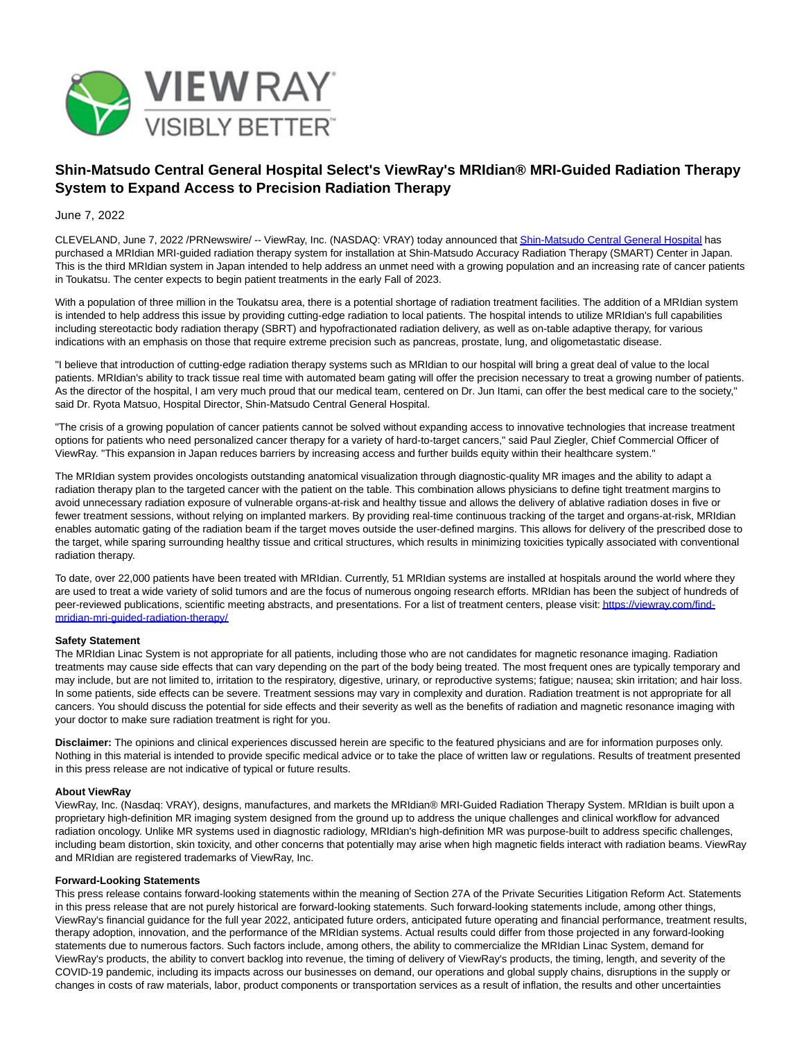# Shin-Matsudo Central General Hospital Select's ViewRay's MRIdian® MRI-Guided Radiation Therapy System to Expand Access to Precision Radiation Therapy

June 7, 2022

CLEVELAND, June 7, 2022 /PRNewswire/ -- ViewRay, Inc. (NASDAQ: VRAY) today announced that Shin-Matsudo Central General Hospital has purchased a MRIdian MRI-guided radiation therapy system for installation at Shin-Matsudo Accuracy Radiation Therapy (SMART) Center in Japan. This is the third MRIdian system in Japan intended to help address an unmet need with a growing population and an increasing rate of cancer patients in Toukatsu. The center expects to begin patient treatments in the early Fall of 2023.

With a population of three million in the Toukatsu area, there is a potential shortage of radiation treatment facilities. The addition of a MRIdian system is intended to help address this issue by providing cutting-edge radiation to local patients. The hospital intends to utilize MRIdian's full capabilities including stereotactic body radiation therapy (SBRT) and hypofractionated radiation delivery, as well as on-table adaptive therapy, for various indications with an emphasis on those that require extreme precision such as pancreas, prostate, lung, and oligometastatic disease.

"I believe that introduction of cutting-edge radiation therapy systems such as MRIdian to our hospital will bring a great deal of value to the local patients. MRIdian's ability to track tissue real time with automated beam gating will offer the precision necessary to treat a growing number of patients. As the director of the hospital, I am very much proud that our medical team, centered on Dr. Jun Itami, can offer the best medical care to the society," said Dr. Ryota Matsuo, Hospital Director, Shin-Matsudo Central General Hospital.

"The crisis of a growing population of cancer patients cannot be solved without expanding access to innovative technologies that increase treatment options for patients who need personalized cancer therapy for a variety of hard-to-target cancers," said Paul Ziegler, Chief Commercial Officer of ViewRay. "This expansion in Japan reduces barriers by increasing access and further builds equity within their healthcare system."

The MRIdian system provides oncologists outstanding anatomical visualization through diagnostic-quality MR images and the ability to adapt a radiation therapy plan to the targeted cancer with the patient on the table. This combination allows physicians to define tight treatment margins to avoid unnecessary radiation exposure of vulnerable organs-at-risk and healthy tissue and allows the delivery of ablative radiation doses in five or fewer treatment sessions, without relying on implanted markers. By providing real-time continuous tracking of the target and organs-at-risk, MRIdian enables automatic gating of the radiation beam if the target moves outside the user-defined margins. This allows for delivery of the prescribed dose to the target, while sparing surrounding healthy tissue and critical structures, which results in minimizing toxicities typically associated with conventional radiation therapy.

To date, over 22,000 patients have been treated with MRIdian. Currently, 51 MRIdian systems are installed at hospitals around the world where they are used to treat a wide variety of solid tumors and are the focus of numerous ongoing research efforts. MRIdian has been the subject of hundreds of peer-reviewed publications, scientific meeting abstracts, and presentations. For a list of treatment centers, please visit: https://viewray.com/find-mridian-mri-guided-radiation-therapy/

**Safety Statement**
The MRIdian Linac System is not appropriate for all patients, including those who are not candidates for magnetic resonance imaging. Radiation treatments may cause side effects that can vary depending on the part of the body being treated. The most frequent ones are typically temporary and may include, but are not limited to, irritation to the respiratory, digestive, urinary, or reproductive systems; fatigue; nausea; skin irritation; and hair loss. In some patients, side effects can be severe. Treatment sessions may vary in complexity and duration. Radiation treatment is not appropriate for all cancers. You should discuss the potential for side effects and their severity as well as the benefits of radiation and magnetic resonance imaging with your doctor to make sure radiation treatment is right for you.

**Disclaimer:** The opinions and clinical experiences discussed herein are specific to the featured physicians and are for information purposes only. Nothing in this material is intended to provide specific medical advice or to take the place of written law or regulations. Results of treatment presented in this press release are not indicative of typical or future results.

**About ViewRay**
ViewRay, Inc. (Nasdaq: VRAY), designs, manufactures, and markets the MRIdian® MRI-Guided Radiation Therapy System. MRIdian is built upon a proprietary high-definition MR imaging system designed from the ground up to address the unique challenges and clinical workflow for advanced radiation oncology. Unlike MR systems used in diagnostic radiology, MRIdian's high-definition MR was purpose-built to address specific challenges, including beam distortion, skin toxicity, and other concerns that potentially may arise when high magnetic fields interact with radiation beams. ViewRay and MRIdian are registered trademarks of ViewRay, Inc.

**Forward-Looking Statements**
This press release contains forward-looking statements within the meaning of Section 27A of the Private Securities Litigation Reform Act. Statements in this press release that are not purely historical are forward-looking statements. Such forward-looking statements include, among other things, ViewRay's financial guidance for the full year 2022, anticipated future orders, anticipated future operating and financial performance, treatment results, therapy adoption, innovation, and the performance of the MRIdian systems. Actual results could differ from those projected in any forward-looking statements due to numerous factors. Such factors include, among others, the ability to commercialize the MRIdian Linac System, demand for ViewRay's products, the ability to convert backlog into revenue, the timing of delivery of ViewRay's products, the timing, length, and severity of the COVID-19 pandemic, including its impacts across our businesses on demand, our operations and global supply chains, disruptions in the supply or changes in costs of raw materials, labor, product components or transportation services as a result of inflation, the results and other uncertainties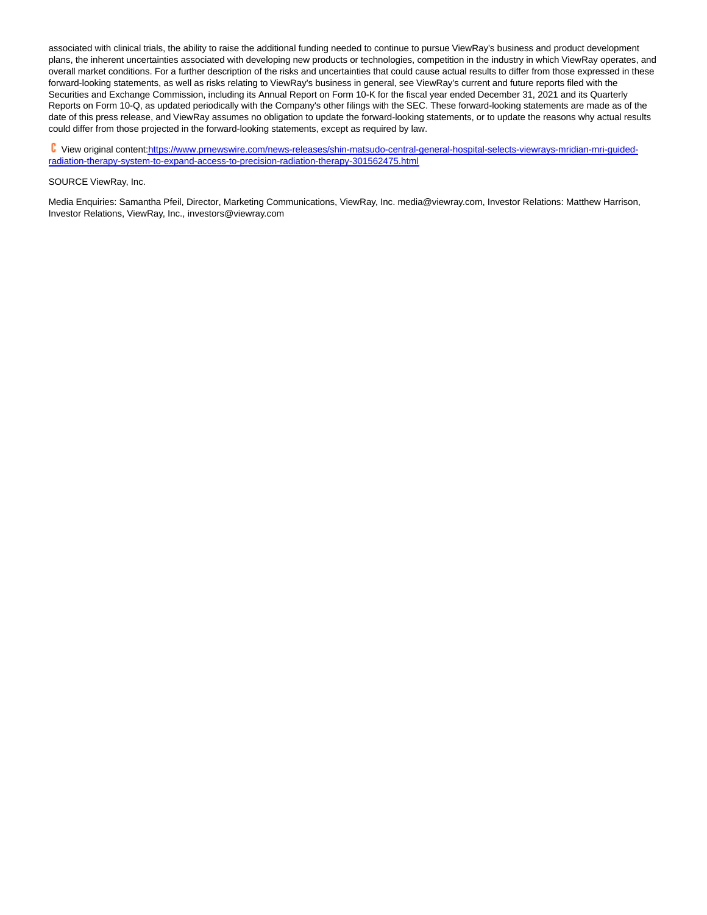associated with clinical trials, the ability to raise the additional funding needed to continue to pursue ViewRay's business and product development plans, the inherent uncertainties associated with developing new products or technologies, competition in the industry in which ViewRay operates, and overall market conditions. For a further description of the risks and uncertainties that could cause actual results to differ from those expressed in these forward-looking statements, as well as risks relating to ViewRay's business in general, see ViewRay's current and future reports filed with the Securities and Exchange Commission, including its Annual Report on Form 10-K for the fiscal year ended December 31, 2021 and its Quarterly Reports on Form 10-Q, as updated periodically with the Company's other filings with the SEC. These forward-looking statements are made as of the date of this press release, and ViewRay assumes no obligation to update the forward-looking statements, or to update the reasons why actual results could differ from those projected in the forward-looking statements, except as required by law.

View original content:https://www.prnewswire.com/news-releases/shin-matsudo-central-general-hospital-selects-viewrays-mridian-mri-guided-radiation-therapy-system-to-expand-access-to-precision-radiation-therapy-301562475.html

SOURCE ViewRay, Inc.

Media Enquiries: Samantha Pfeil, Director, Marketing Communications, ViewRay, Inc. media@viewray.com, Investor Relations: Matthew Harrison, Investor Relations, ViewRay, Inc., investors@viewray.com